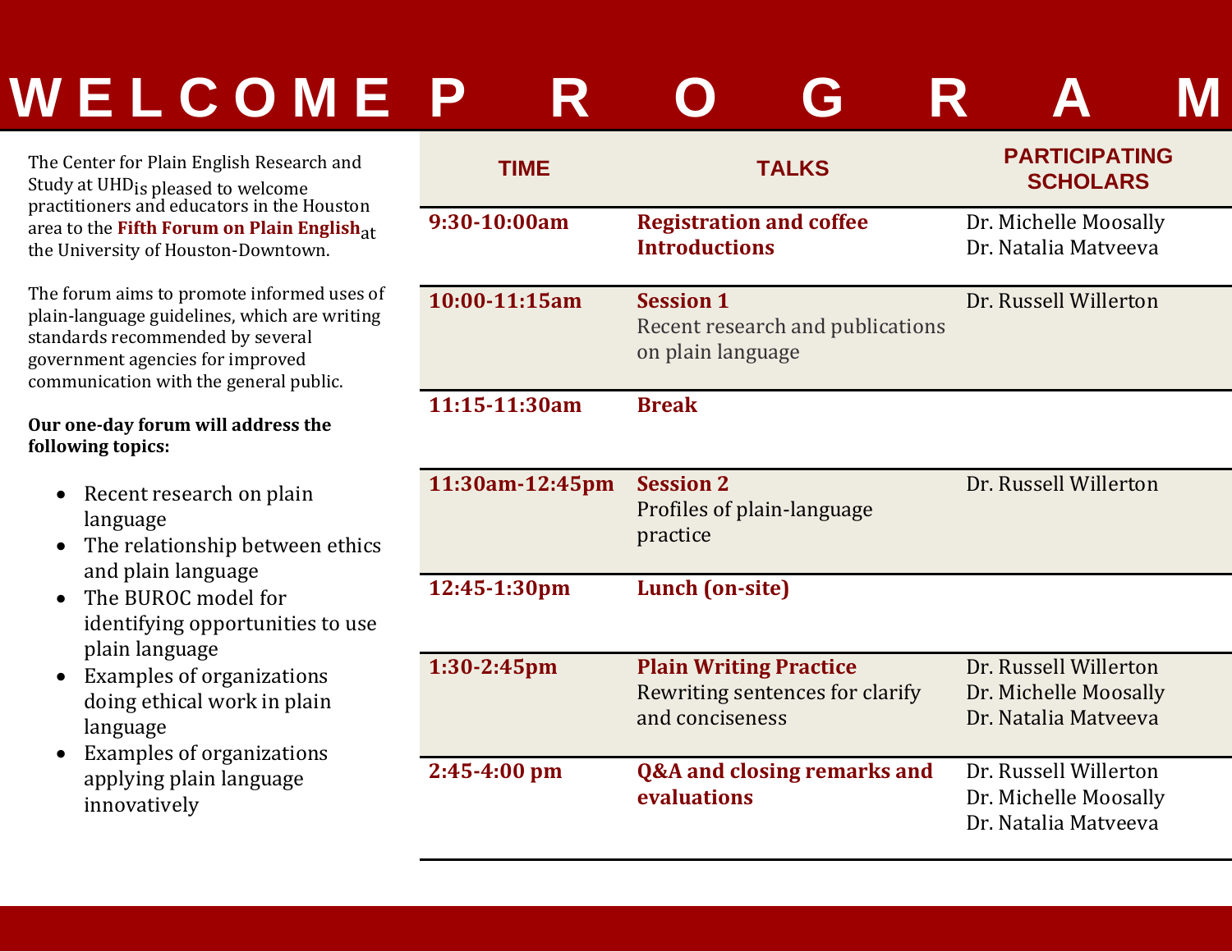# WELCOME PROGRAM

The Center for Plain English Research and Study at UHD is pleased to welcome practitioners and educators in the Houston area to the **Fifth Forum on Plain English** at the University of Houston-Downtown.

The forum aims to promote informed uses of plain-language guidelines, which are writing standards recommended by several government agencies for improved communication with the general public.

**Our one-day forum will address the following topics:**

- Recent research on plain language
- The relationship between ethics and plain language
- The BUROC model for identifying opportunities to use plain language
- Examples of organizations doing ethical work in plain language
- Examples of organizations applying plain language innovatively

| TIME | TALKS | PARTICIPATING SCHOLARS |
|---|---|---|
| **9:30-10:00am** | **Registration and coffee Introductions** | Dr. Michelle Moosally<br>Dr. Natalia Matveeva |
| **10:00-11:15am** | **Session 1**<br>Recent research and publications on plain language | Dr. Russell Willerton |
| **11:15-11:30am** | **Break** | |
| **11:30am-12:45pm** | **Session 2**<br>Profiles of plain-language practice | Dr. Russell Willerton |
| **12:45-1:30pm** | **Lunch (on-site)** | |
| **1:30-2:45pm** | **Plain Writing Practice**<br>Rewriting sentences for clarify and conciseness | Dr. Russell Willerton<br>Dr. Michelle Moosally<br>Dr. Natalia Matveeva |
| **2:45-4:00 pm** | **Q&A and closing remarks and evaluations** | Dr. Russell Willerton<br>Dr. Michelle Moosally<br>Dr. Natalia Matveeva |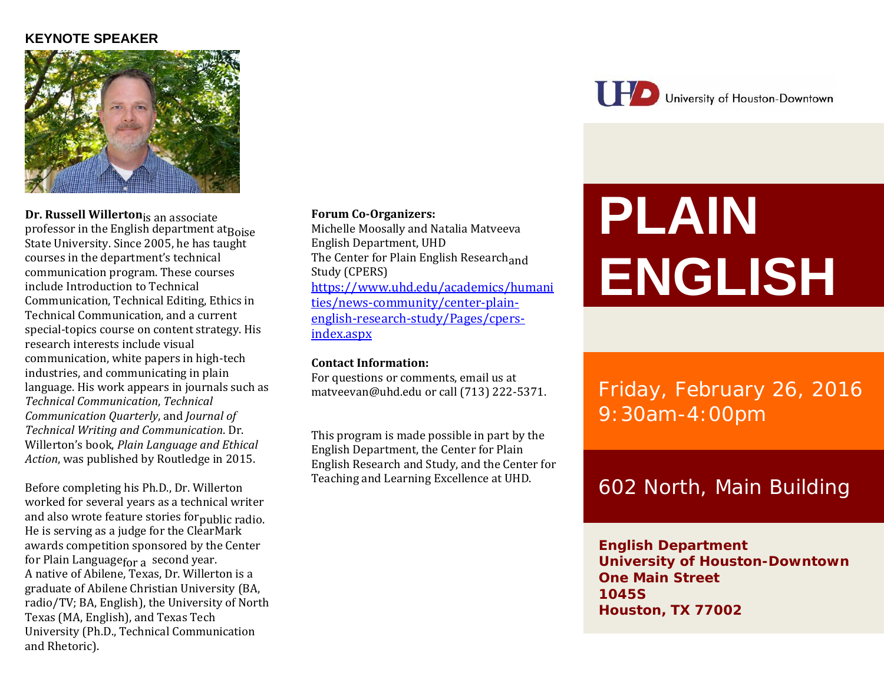## KEYNOTE SPEAKER

**Dr. Russell Willerton** is an associate professor in the English department at Boise State University. Since 2005, he has taught courses in the department's technical communication program. These courses include Introduction to Technical Communication, Technical Editing, Ethics in Technical Communication, and a current special-topics course on content strategy. His research interests include visual communication, white papers in high-tech industries, and communicating in plain language. His work appears in journals such as *Technical Communication*, *Technical Communication Quarterly*, and *Journal of Technical Writing and Communication*. Dr. Willerton's book, *Plain Language and Ethical Action*, was published by Routledge in 2015.

Before completing his Ph.D., Dr. Willerton worked for several years as a technical writer and also wrote feature stories for public radio. He is serving as a judge for the ClearMark awards competition sponsored by the Center for Plain Language for a second year. A native of Abilene, Texas, Dr. Willerton is a graduate of Abilene Christian University (BA, radio/TV; BA, English), the University of North Texas (MA, English), and Texas Tech University (Ph.D., Technical Communication and Rhetoric).

**Forum Co-Organizers:**
Michelle Moosally and Natalia Matveeva
English Department, UHD
The Center for Plain English Research and Study (CPERS)
[https://www.uhd.edu/academics/humanities/news-community/center-plain-english-research-study/Pages/cpers-index.aspx](https://www.uhd.edu/academics/humanities/news-community/center-plain-english-research-study/Pages/cpers-index.aspx)

**Contact Information:**
For questions or comments, email us at matveevan@uhd.edu or call (713) 222-5371.

This program is made possible in part by the English Department, the Center for Plain English Research and Study, and the Center for Teaching and Learning Excellence at UHD.

University of Houston-Downtown

# PLAIN ENGLISH

Friday, February 26, 2016
9:30am-4:00pm

602 North, Main Building

**English Department**
**University of Houston-Downtown**
**One Main Street**
**1045S**
**Houston, TX 77002**